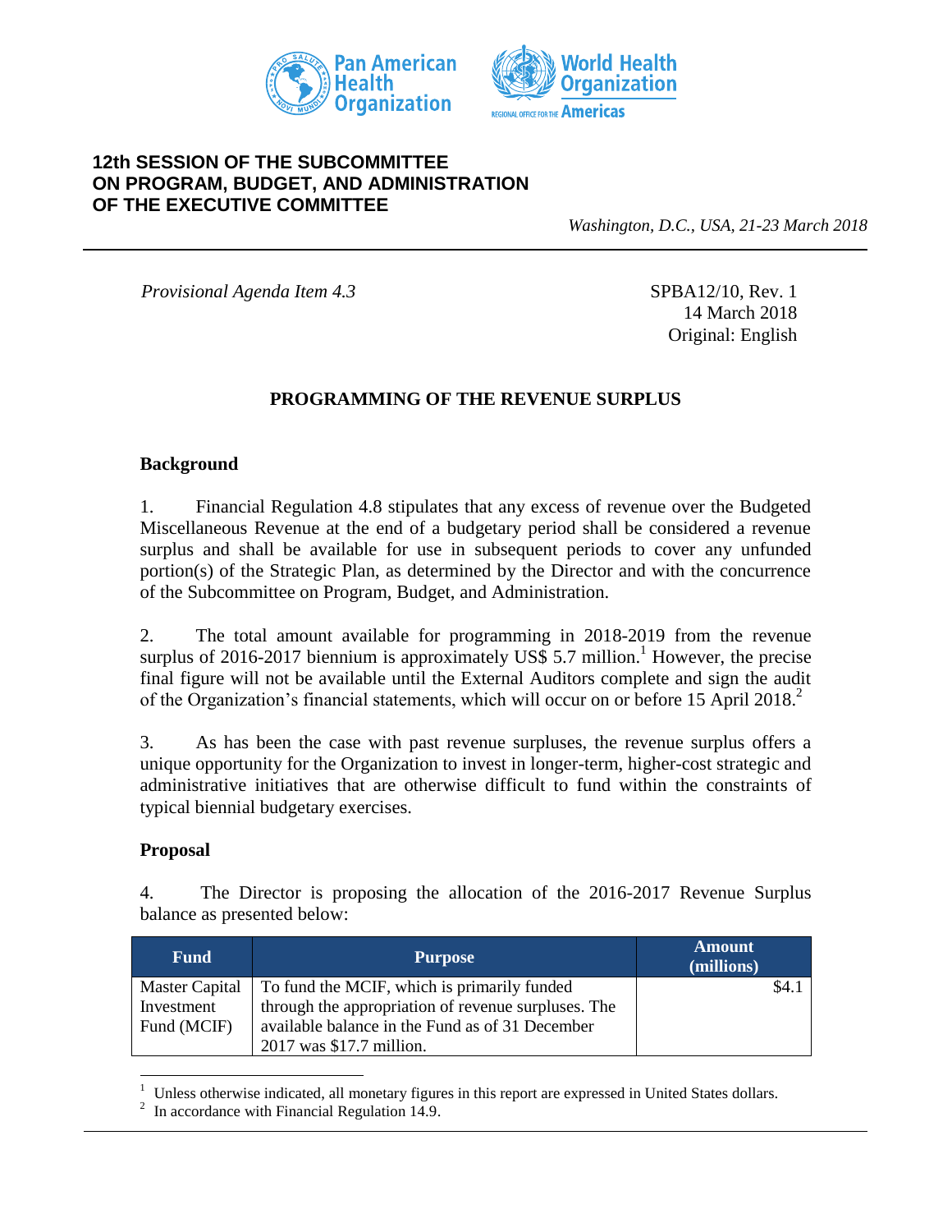**12th SESSION OF THE SUBCOMMITTEE ON PROGRAM, BUDGET, AND ADMINISTRATION OF THE EXECUTIVE COMMITTEE**

*Washington, D.C., USA, 21-23 March 2018*

*Provisional Agenda Item 4.3*

SPBA12/10, Rev. 1
14 March 2018
Original: English

## PROGRAMMING OF THE REVENUE SURPLUS

### Background

1. Financial Regulation 4.8 stipulates that any excess of revenue over the Budgeted Miscellaneous Revenue at the end of a budgetary period shall be considered a revenue surplus and shall be available for use in subsequent periods to cover any unfunded portion(s) of the Strategic Plan, as determined by the Director and with the concurrence of the Subcommittee on Program, Budget, and Administration.

2. The total amount available for programming in 2018-2019 from the revenue surplus of 2016-2017 biennium is approximately US$ 5.7 million.[1] However, the precise final figure will not be available until the External Auditors complete and sign the audit of the Organization's financial statements, which will occur on or before 15 April 2018.[2]

3. As has been the case with past revenue surpluses, the revenue surplus offers a unique opportunity for the Organization to invest in longer-term, higher-cost strategic and administrative initiatives that are otherwise difficult to fund within the constraints of typical biennial budgetary exercises.

### Proposal

4. The Director is proposing the allocation of the 2016-2017 Revenue Surplus balance as presented below:

| Fund | Purpose | Amount (millions) |
|---|---|---|
| Master Capital Investment Fund (MCIF) | To fund the MCIF, which is primarily funded through the appropriation of revenue surpluses. The available balance in the Fund as of 31 December 2017 was $17.7 million. | $4.1 |

---

[1] Unless otherwise indicated, all monetary figures in this report are expressed in United States dollars.

[2] In accordance with Financial Regulation 14.9.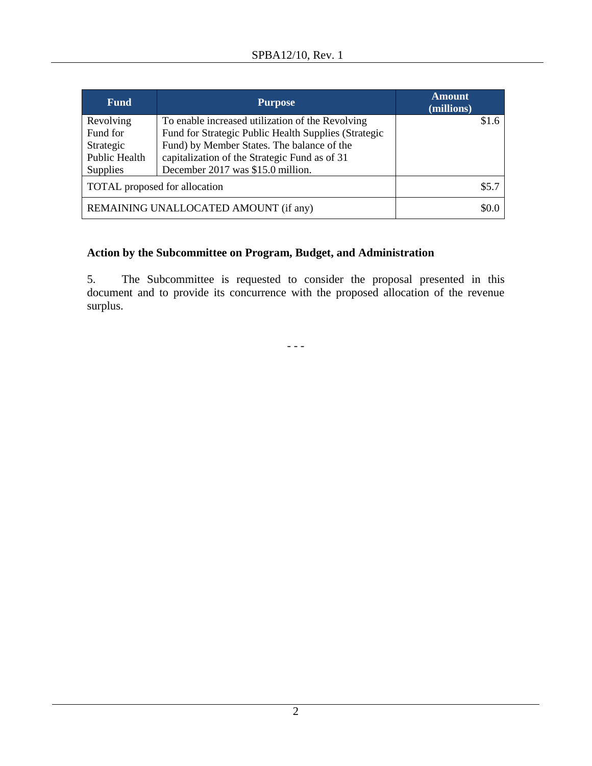| Fund | Purpose | Amount (millions) |
|---|---|---|
| Revolving Fund for Strategic Public Health Supplies | To enable increased utilization of the Revolving Fund for Strategic Public Health Supplies (Strategic Fund) by Member States. The balance of the capitalization of the Strategic Fund as of 31 December 2017 was $15.0 million. | $1.6 |
| TOTAL proposed for allocation | | $5.7 |
| REMAINING UNALLOCATED AMOUNT (if any) | | $0.0 |

**Action by the Subcommittee on Program, Budget, and Administration**

5. The Subcommittee is requested to consider the proposal presented in this document and to provide its concurrence with the proposed allocation of the revenue surplus.

- - -